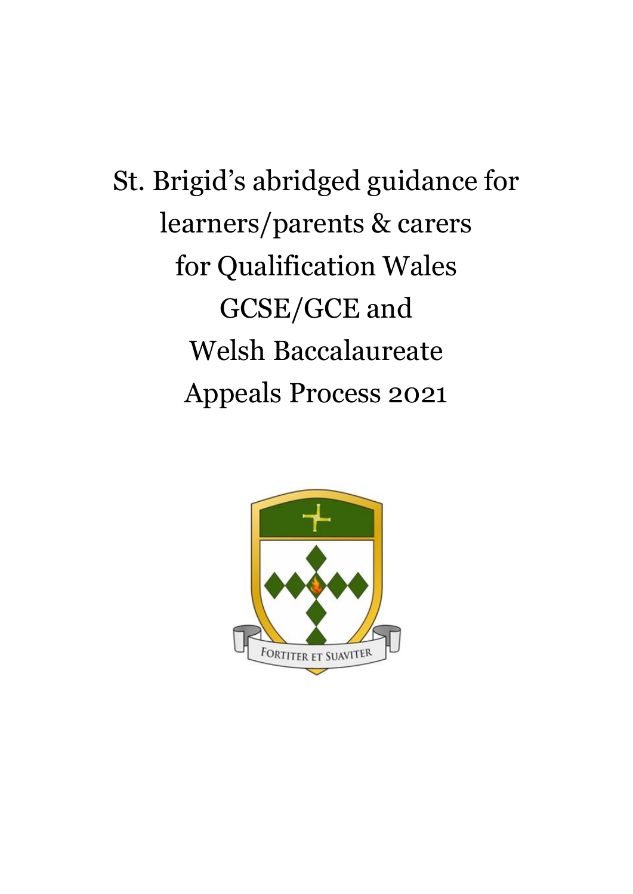# St. Brigid's abridged guidance for learners/parents & carers for Qualification Wales GCSE/GCE and Welsh Baccalaureate Appeals Process 2021

FORTITER ET SUAVITER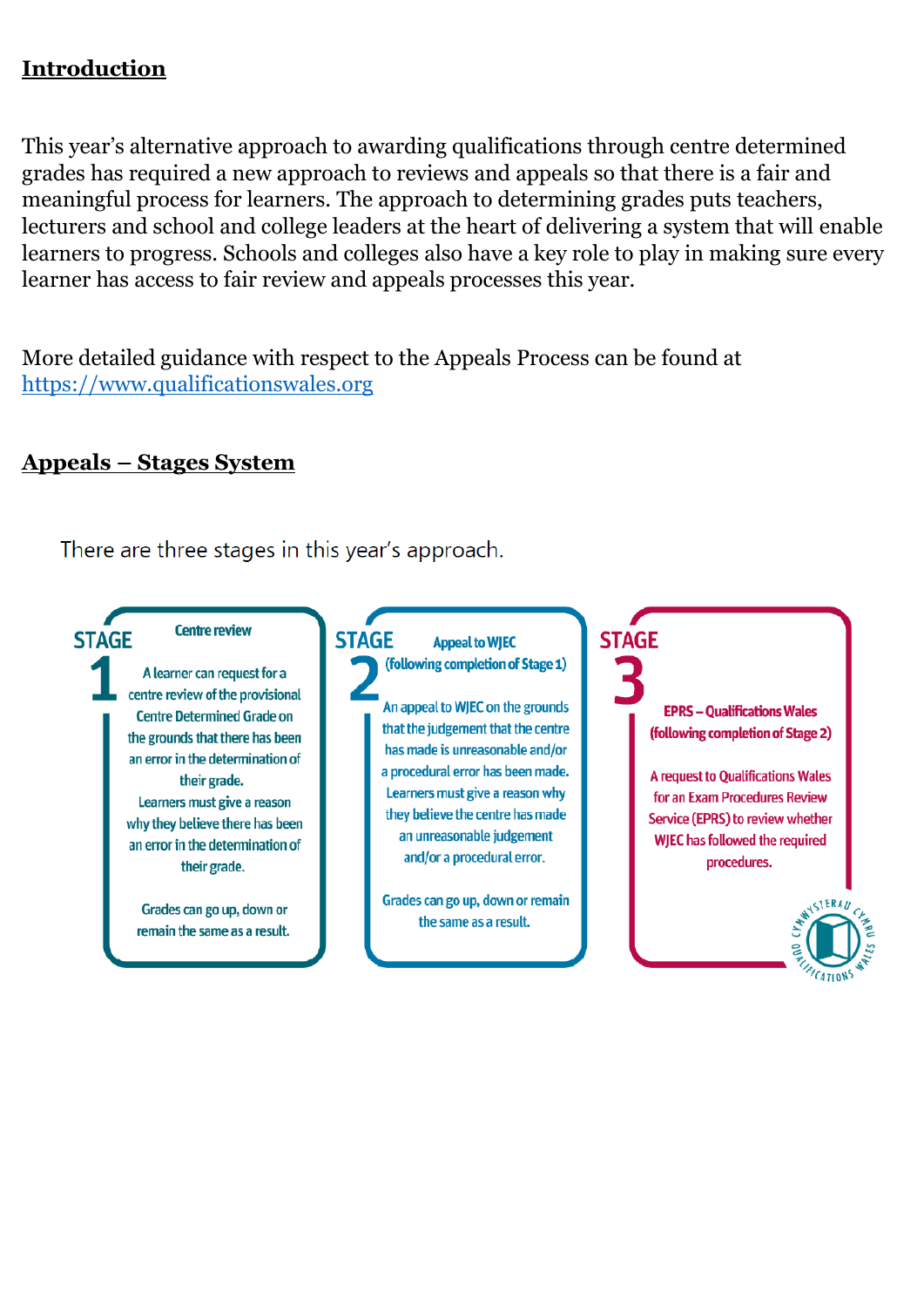## Introduction

This year's alternative approach to awarding qualifications through centre determined grades has required a new approach to reviews and appeals so that there is a fair and meaningful process for learners. The approach to determining grades puts teachers, lecturers and school and college leaders at the heart of delivering a system that will enable learners to progress. Schools and colleges also have a key role to play in making sure every learner has access to fair review and appeals processes this year.

More detailed guidance with respect to the Appeals Process can be found at [https://www.qualificationswales.org](https://www.qualificationswales.org)

## Appeals – Stages System

There are three stages in this year's approach.

**STAGE 1 – Centre review**

A learner can request for a centre review of the provisional Centre Determined Grade on the grounds that there has been an error in the determination of their grade.
Learners must give a reason why they believe there has been an error in the determination of their grade.

Grades can go up, down or remain the same as a result.

**STAGE 2 – Appeal to WJEC (following completion of Stage 1)**

An appeal to WJEC on the grounds that the judgement that the centre has made is unreasonable and/or a procedural error has been made. Learners must give a reason why they believe the centre has made an unreasonable judgement and/or a procedural error.

Grades can go up, down or remain the same as a result.

**STAGE 3 – EPRS – Qualifications Wales (following completion of Stage 2)**

A request to Qualifications Wales for an Exam Procedures Review Service (EPRS) to review whether WJEC has followed the required procedures.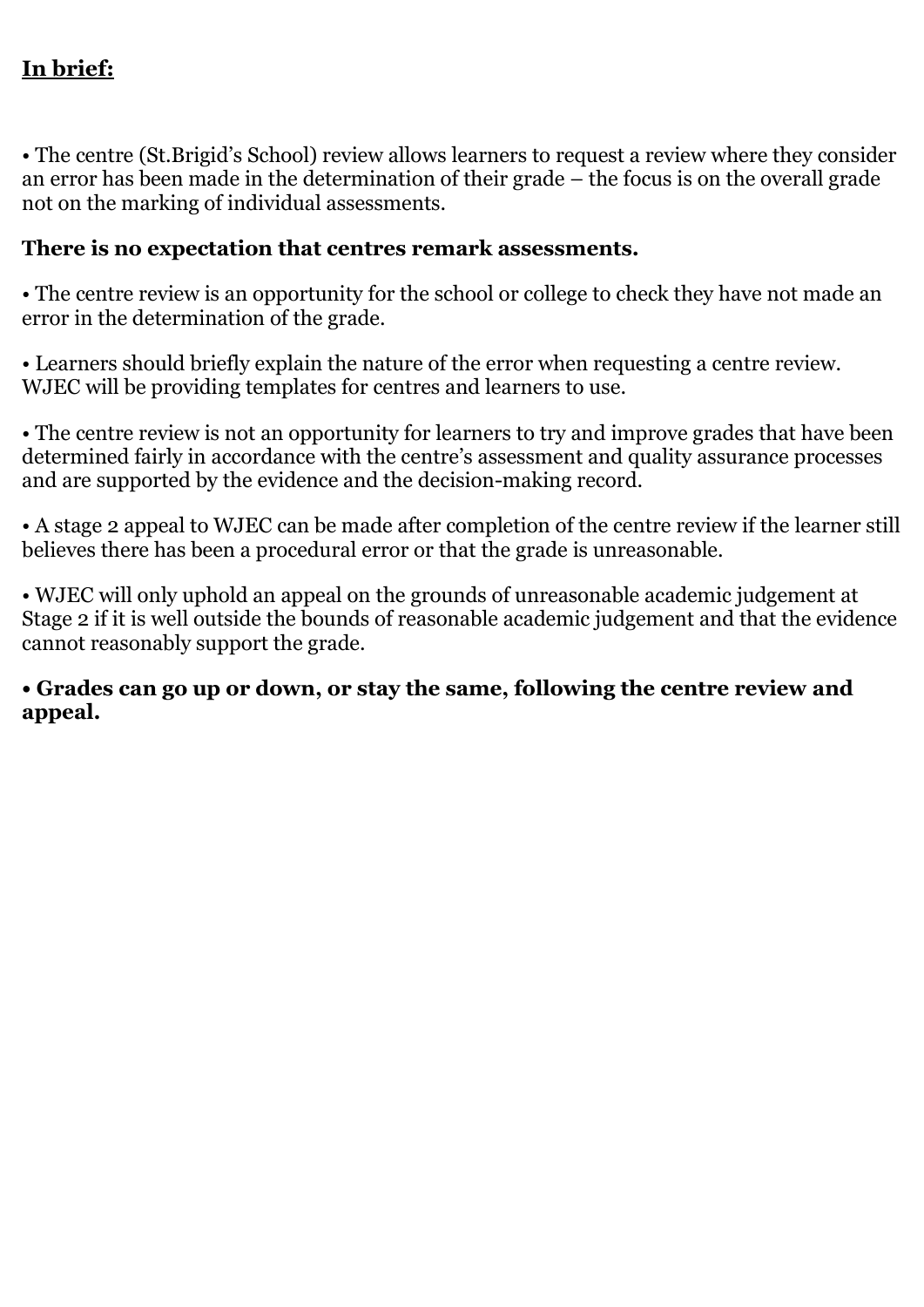**<u>In brief:</u>**

• The centre (St.Brigid's School) review allows learners to request a review where they consider an error has been made in the determination of their grade – the focus is on the overall grade not on the marking of individual assessments.

**There is no expectation that centres remark assessments.**

• The centre review is an opportunity for the school or college to check they have not made an error in the determination of the grade.

• Learners should briefly explain the nature of the error when requesting a centre review. WJEC will be providing templates for centres and learners to use.

• The centre review is not an opportunity for learners to try and improve grades that have been determined fairly in accordance with the centre's assessment and quality assurance processes and are supported by the evidence and the decision-making record.

• A stage 2 appeal to WJEC can be made after completion of the centre review if the learner still believes there has been a procedural error or that the grade is unreasonable.

• WJEC will only uphold an appeal on the grounds of unreasonable academic judgement at Stage 2 if it is well outside the bounds of reasonable academic judgement and that the evidence cannot reasonably support the grade.

**• Grades can go up or down, or stay the same, following the centre review and appeal.**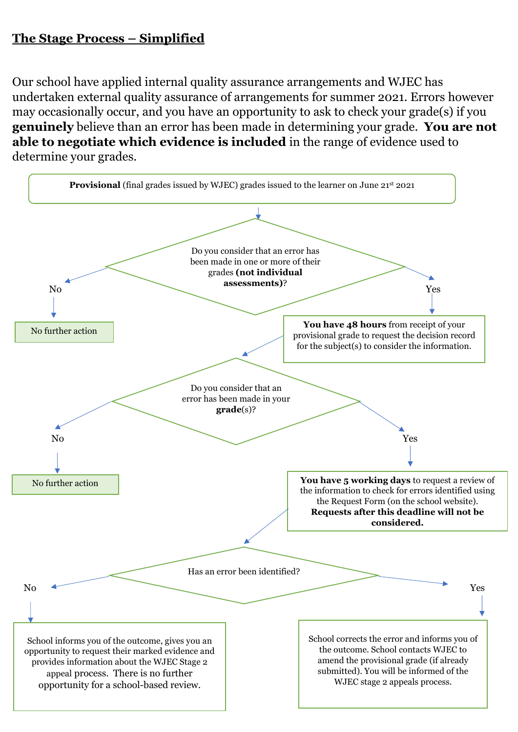## The Stage Process – Simplified

Our school have applied internal quality assurance arrangements and WJEC has undertaken external quality assurance of arrangements for summer 2021. Errors however may occasionally occur, and you have an opportunity to ask to check your grade(s) if you **genuinely** believe than an error has been made in determining your grade. **You are not able to negotiate which evidence is included** in the range of evidence used to determine your grades.

**Provisional** (final grades issued by WJEC) grades issued to the learner on June 21st 2021

Do you consider that an error has been made in one or more of their grades **(not individual assessments)**?

- **No** → No further action
- **Yes** → **You have 48 hours** from receipt of your provisional grade to request the decision record for the subject(s) to consider the information.

Do you consider that an error has been made in your **grade**(s)?

- **No** → No further action
- **Yes** → **You have 5 working days** to request a review of the information to check for errors identified using the Request Form (on the school website). **Requests after this deadline will not be considered.**

Has an error been identified?

- **No** → School informs you of the outcome, gives you an opportunity to request their marked evidence and provides information about the WJEC Stage 2 appeal process. There is no further opportunity for a school-based review.
- **Yes** → School corrects the error and informs you of the outcome. School contacts WJEC to amend the provisional grade (if already submitted). You will be informed of the WJEC stage 2 appeals process.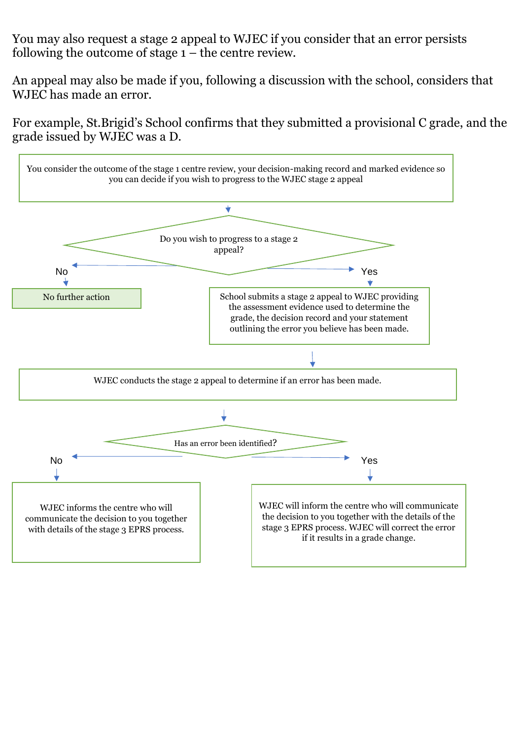You may also request a stage 2 appeal to WJEC if you consider that an error persists following the outcome of stage 1 – the centre review.

An appeal may also be made if you, following a discussion with the school, considers that WJEC has made an error.

For example, St.Brigid's School confirms that they submitted a provisional C grade, and the grade issued by WJEC was a D.

You consider the outcome of the stage 1 centre review, your decision-making record and marked evidence so you can decide if you wish to progress to the WJEC stage 2 appeal

↓

**Do you wish to progress to a stage 2 appeal?**

- **No** → No further action
- **Yes** → School submits a stage 2 appeal to WJEC providing the assessment evidence used to determine the grade, the decision record and your statement outlining the error you believe has been made.

↓

WJEC conducts the stage 2 appeal to determine if an error has been made.

↓

**Has an error been identified?**

- **No** → WJEC informs the centre who will communicate the decision to you together with details of the stage 3 EPRS process.
- **Yes** → WJEC will inform the centre who will communicate the decision to you together with the details of the stage 3 EPRS process. WJEC will correct the error if it results in a grade change.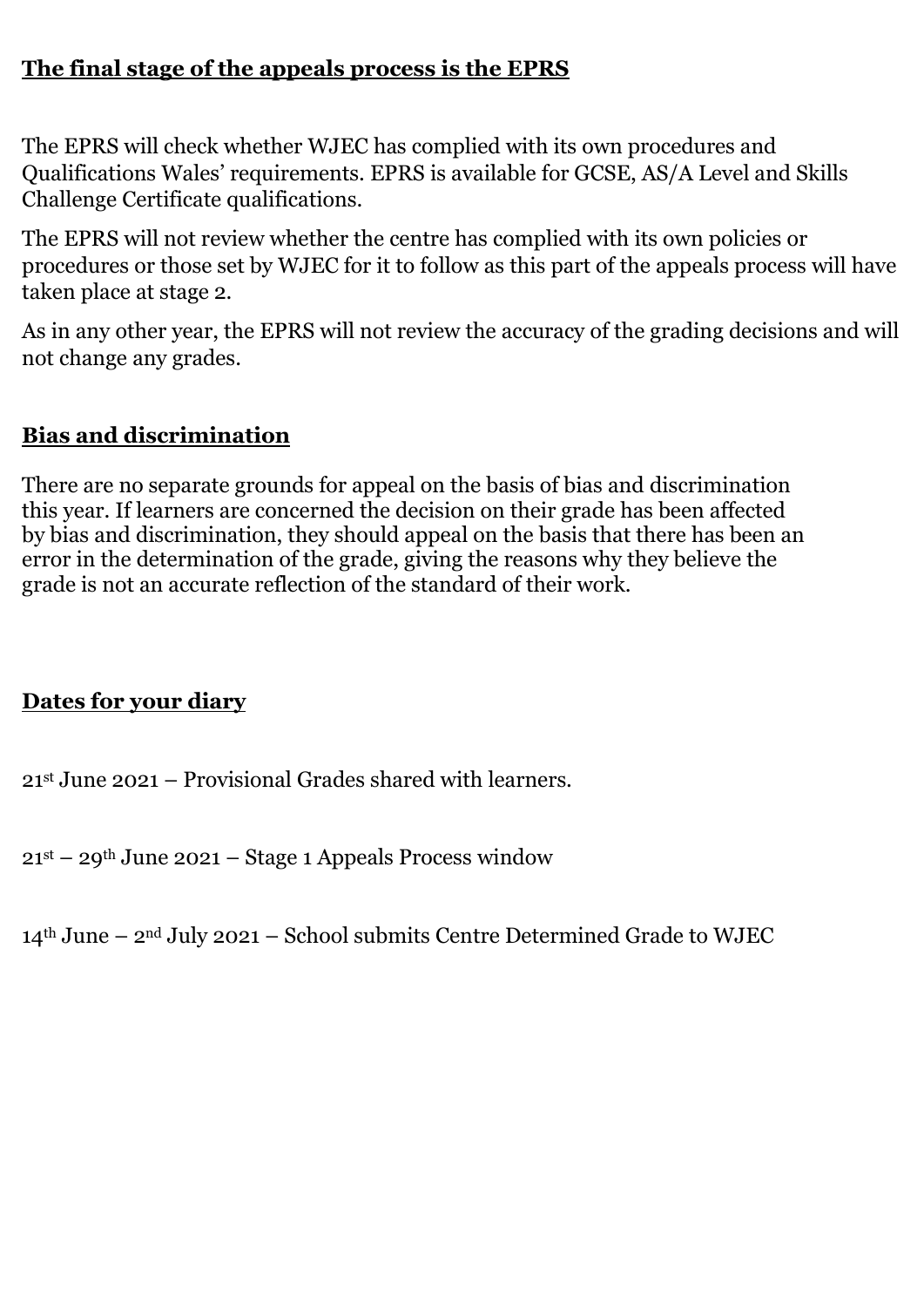## **The final stage of the appeals process is the EPRS**

The EPRS will check whether WJEC has complied with its own procedures and Qualifications Wales' requirements. EPRS is available for GCSE, AS/A Level and Skills Challenge Certificate qualifications.

The EPRS will not review whether the centre has complied with its own policies or procedures or those set by WJEC for it to follow as this part of the appeals process will have taken place at stage 2.

As in any other year, the EPRS will not review the accuracy of the grading decisions and will not change any grades.

## **Bias and discrimination**

There are no separate grounds for appeal on the basis of bias and discrimination this year. If learners are concerned the decision on their grade has been affected by bias and discrimination, they should appeal on the basis that there has been an error in the determination of the grade, giving the reasons why they believe the grade is not an accurate reflection of the standard of their work.

## **Dates for your diary**

21st June 2021 – Provisional Grades shared with learners.

21st – 29th June 2021 – Stage 1 Appeals Process window

14th June – 2nd July 2021 – School submits Centre Determined Grade to WJEC